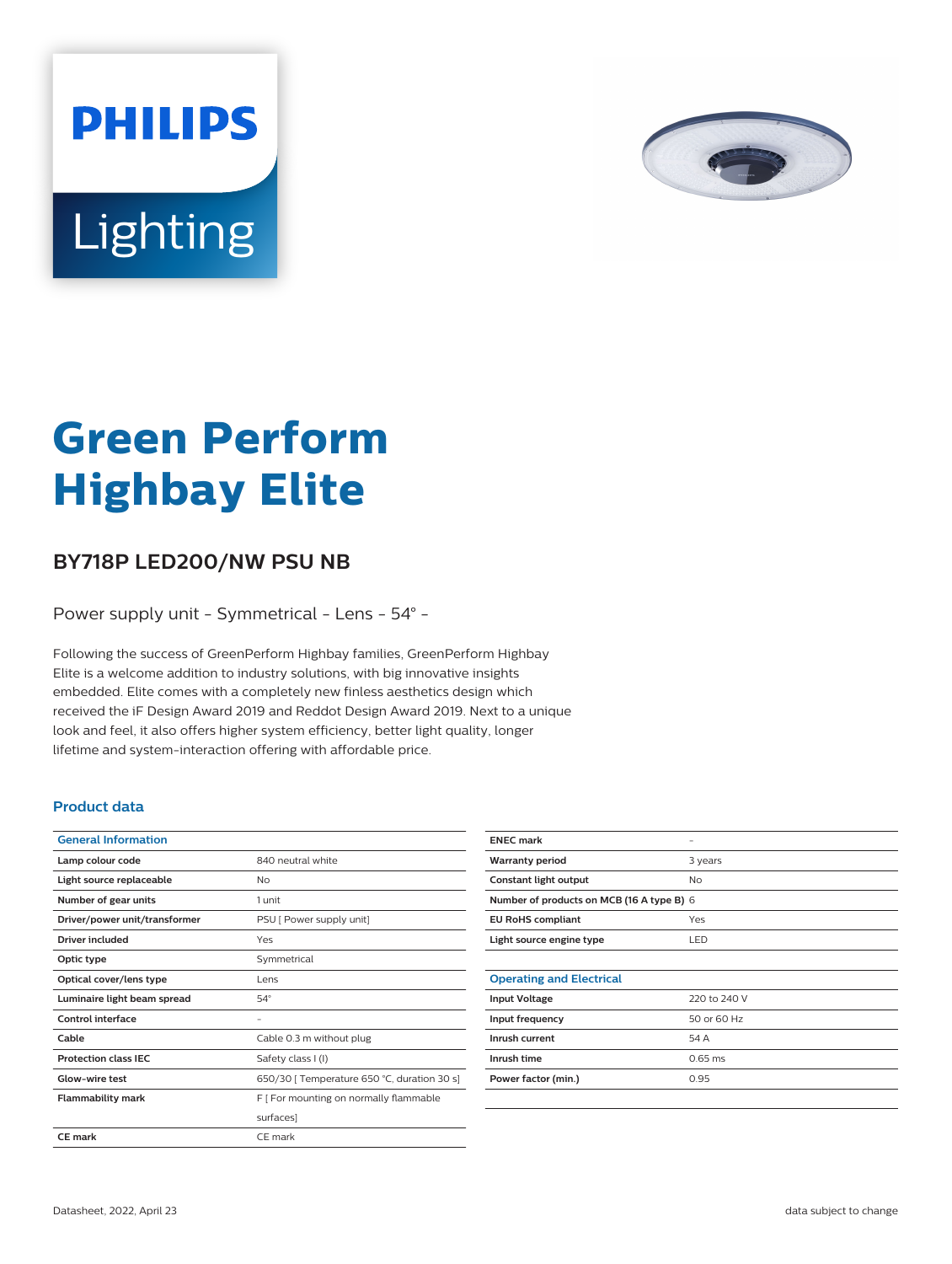# Green Perform Highbay Elite

## BY718P LED200/NW PSU NB

Power supply unit - Symmetrical - Lens - 54° -

Following the success of GreenPerform Highbay families, GreenPerform Highbay Elite is a welcome addition to industry solutions, with big innovative insights embedded. Elite comes with a completely new finless aesthetics design which received the iF Design Award 2019 and Reddot Design Award 2019. Next to a unique look and feel, it also offers higher system efficiency, better light quality, longer lifetime and system-interaction offering with affordable price.

### Product data

| General Information | |
|---|---|
| Lamp colour code | 840 neutral white |
| Light source replaceable | No |
| Number of gear units | 1 unit |
| Driver/power unit/transformer | PSU [ Power supply unit] |
| Driver included | Yes |
| Optic type | Symmetrical |
| Optical cover/lens type | Lens |
| Luminaire light beam spread | 54° |
| Control interface | - |
| Cable | Cable 0.3 m without plug |
| Protection class IEC | Safety class I (I) |
| Glow-wire test | 650/30 [ Temperature 650 °C, duration 30 s] |
| Flammability mark | F [ For mounting on normally flammable surfaces] |
| CE mark | CE mark |
| ENEC mark | - |
| Warranty period | 3 years |
| Constant light output | No |
| Number of products on MCB (16 A type B) | 6 |
| EU RoHS compliant | Yes |
| Light source engine type | LED |

| Operating and Electrical | |
|---|---|
| Input Voltage | 220 to 240 V |
| Input frequency | 50 or 60 Hz |
| Inrush current | 54 A |
| Inrush time | 0.65 ms |
| Power factor (min.) | 0.95 |

Datasheet, 2022, April 23

data subject to change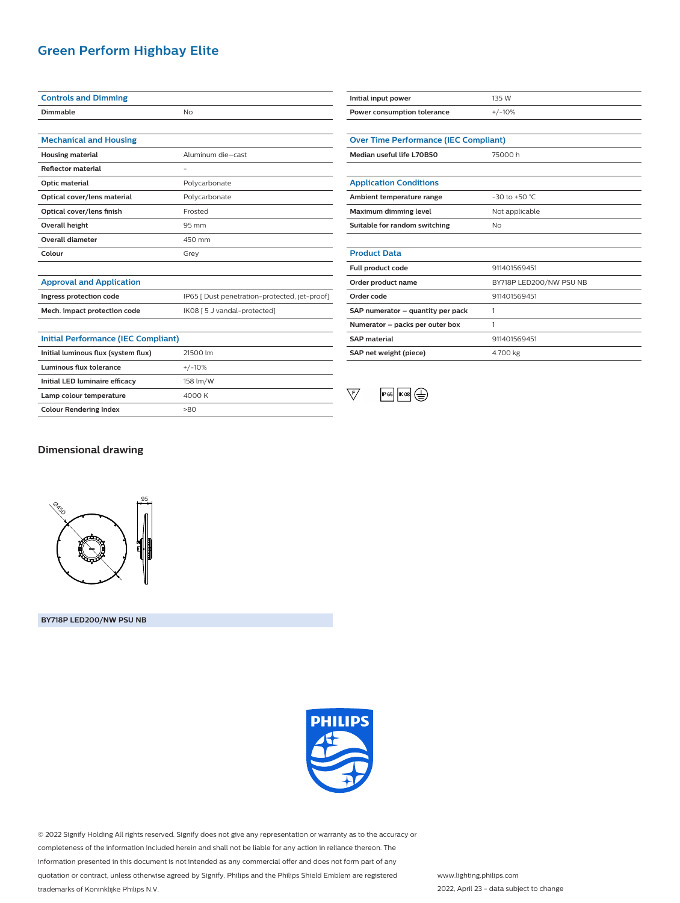# Green Perform Highbay Elite

| Controls and Dimming | |
|---|---|
| Dimmable | No |

| Mechanical and Housing | |
|---|---|
| Housing material | Aluminum die-cast |
| Reflector material | - |
| Optic material | Polycarbonate |
| Optical cover/lens material | Polycarbonate |
| Optical cover/lens finish | Frosted |
| Overall height | 95 mm |
| Overall diameter | 450 mm |
| Colour | Grey |

| Approval and Application | |
|---|---|
| Ingress protection code | IP65 [ Dust penetration-protected, jet-proof] |
| Mech. impact protection code | IK08 [ 5 J vandal-protected] |

| Initial Performance (IEC Compliant) | |
|---|---|
| Initial luminous flux (system flux) | 21500 lm |
| Luminous flux tolerance | +/-10% |
| Initial LED luminaire efficacy | 158 lm/W |
| Lamp colour temperature | 4000 K |
| Colour Rendering Index | >80 |

| | |
|---|---|
| Initial input power | 135 W |
| Power consumption tolerance | +/-10% |

| Over Time Performance (IEC Compliant) | |
|---|---|
| Median useful life L70B50 | 75000 h |

| Application Conditions | |
|---|---|
| Ambient temperature range | -30 to +50 °C |
| Maximum dimming level | Not applicable |
| Suitable for random switching | No |

| Product Data | |
|---|---|
| Full product code | 911401569451 |
| Order product name | BY718P LED200/NW PSU NB |
| Order code | 911401569451 |
| SAP numerator – quantity per pack | 1 |
| Numerator – packs per outer box | 1 |
| SAP material | 911401569451 |
| SAP net weight (piece) | 4.700 kg |

## Dimensional drawing

Ø450

95

**BY718P LED200/NW PSU NB**

© 2022 Signify Holding All rights reserved. Signify does not give any representation or warranty as to the accuracy or completeness of the information included herein and shall not be liable for any action in reliance thereon. The information presented in this document is not intended as any commercial offer and does not form part of any quotation or contract, unless otherwise agreed by Signify. Philips and the Philips Shield Emblem are registered trademarks of Koninklijke Philips N.V.

www.lighting.philips.com

2022, April 23 - data subject to change